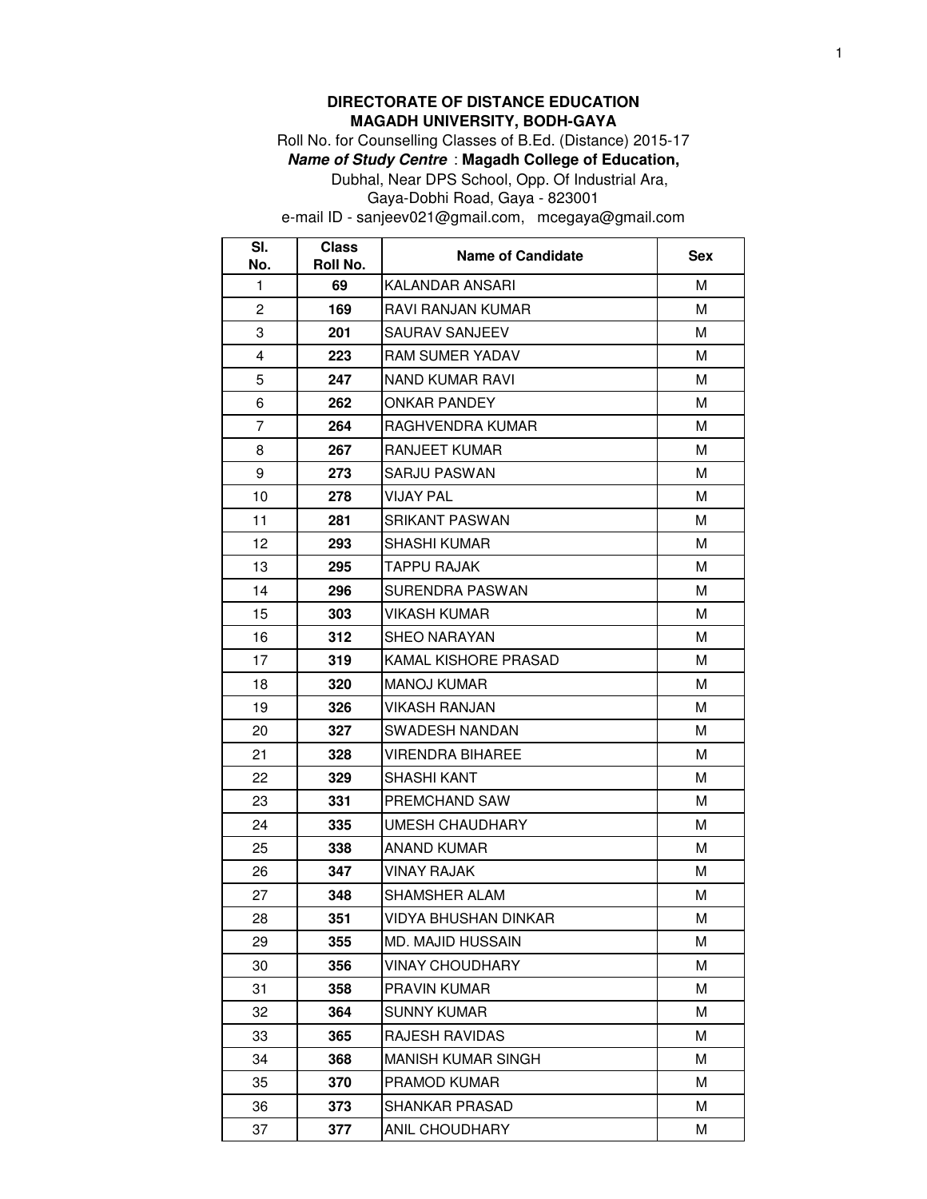**DIRECTORATE OF DISTANCE EDUCATION**
**MAGADH UNIVERSITY, BODH-GAYA**

Roll No. for Counselling Classes of B.Ed. (Distance) 2015-17

***Name of Study Centre*** : **Magadh College of Education,**
Dubhal, Near DPS School, Opp. Of Industrial Ara,
Gaya-Dobhi Road, Gaya - 823001
e-mail ID - sanjeev021@gmail.com, mcegaya@gmail.com

| Sl. No. | Class Roll No. | Name of Candidate | Sex |
|---|---|---|---|
| 1 | **69** | KALANDAR ANSARI | M |
| 2 | **169** | RAVI RANJAN KUMAR | M |
| 3 | **201** | SAURAV SANJEEV | M |
| 4 | **223** | RAM SUMER YADAV | M |
| 5 | **247** | NAND KUMAR RAVI | M |
| 6 | **262** | ONKAR PANDEY | M |
| 7 | **264** | RAGHVENDRA KUMAR | M |
| 8 | **267** | RANJEET KUMAR | M |
| 9 | **273** | SARJU PASWAN | M |
| 10 | **278** | VIJAY PAL | M |
| 11 | **281** | SRIKANT PASWAN | M |
| 12 | **293** | SHASHI KUMAR | M |
| 13 | **295** | TAPPU RAJAK | M |
| 14 | **296** | SURENDRA PASWAN | M |
| 15 | **303** | VIKASH KUMAR | M |
| 16 | **312** | SHEO NARAYAN | M |
| 17 | **319** | KAMAL KISHORE PRASAD | M |
| 18 | **320** | MANOJ KUMAR | M |
| 19 | **326** | VIKASH RANJAN | M |
| 20 | **327** | SWADESH NANDAN | M |
| 21 | **328** | VIRENDRA BIHAREE | M |
| 22 | **329** | SHASHI KANT | M |
| 23 | **331** | PREMCHAND SAW | M |
| 24 | **335** | UMESH CHAUDHARY | M |
| 25 | **338** | ANAND KUMAR | M |
| 26 | **347** | VINAY RAJAK | M |
| 27 | **348** | SHAMSHER ALAM | M |
| 28 | **351** | VIDYA BHUSHAN DINKAR | M |
| 29 | **355** | MD. MAJID HUSSAIN | M |
| 30 | **356** | VINAY CHOUDHARY | M |
| 31 | **358** | PRAVIN KUMAR | M |
| 32 | **364** | SUNNY KUMAR | M |
| 33 | **365** | RAJESH RAVIDAS | M |
| 34 | **368** | MANISH KUMAR SINGH | M |
| 35 | **370** | PRAMOD KUMAR | M |
| 36 | **373** | SHANKAR PRASAD | M |
| 37 | **377** | ANIL CHOUDHARY | M |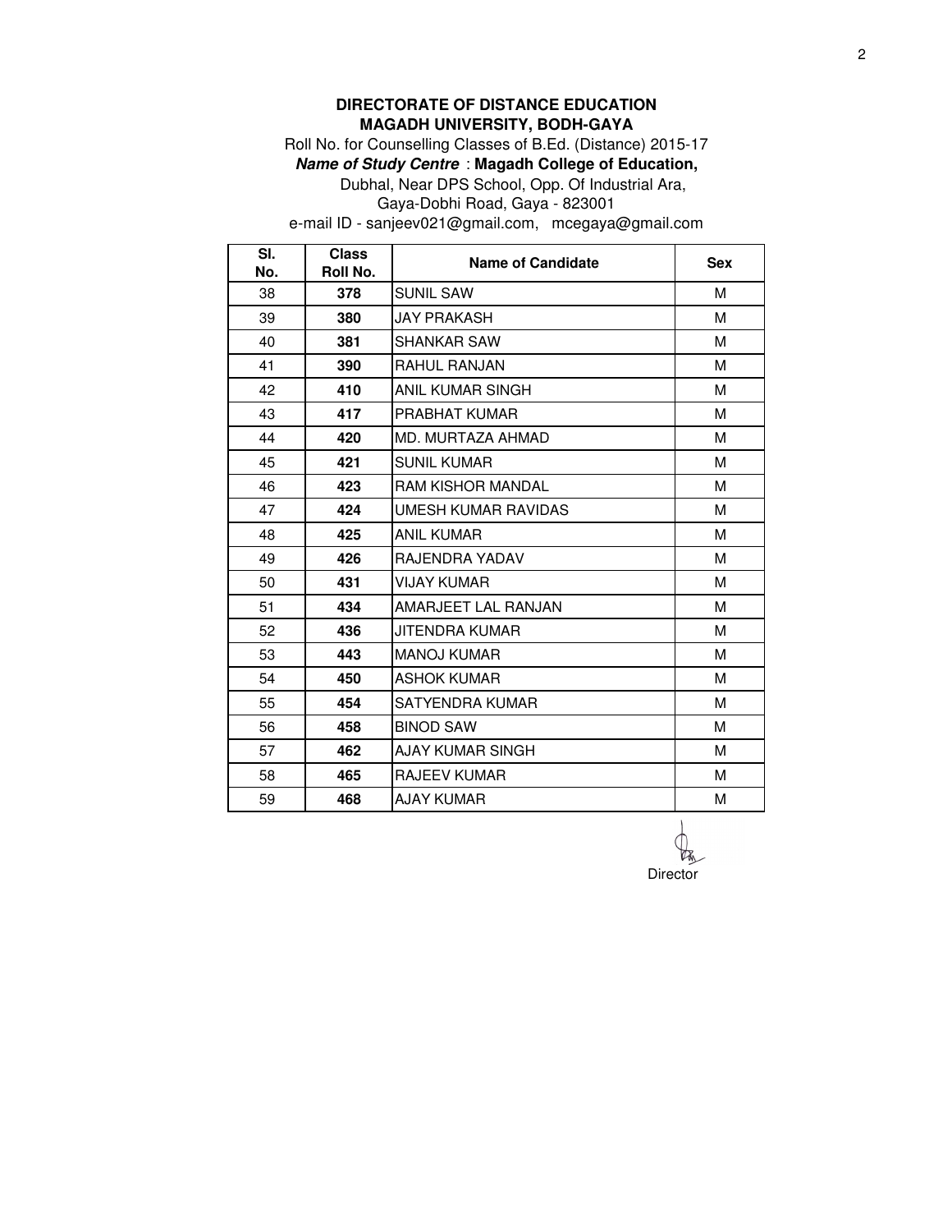**DIRECTORATE OF DISTANCE EDUCATION**
**MAGADH UNIVERSITY, BODH-GAYA**

Roll No. for Counselling Classes of B.Ed. (Distance) 2015-17

***Name of Study Centre*** : **Magadh College of Education,**
Dubhal, Near DPS School, Opp. Of Industrial Ara,
Gaya-Dobhi Road, Gaya - 823001
e-mail ID - sanjeev021@gmail.com, mcegaya@gmail.com

| Sl. No. | Class Roll No. | Name of Candidate | Sex |
|---|---|---|---|
| 38 | **378** | SUNIL SAW | M |
| 39 | **380** | JAY PRAKASH | M |
| 40 | **381** | SHANKAR SAW | M |
| 41 | **390** | RAHUL RANJAN | M |
| 42 | **410** | ANIL KUMAR SINGH | M |
| 43 | **417** | PRABHAT KUMAR | M |
| 44 | **420** | MD. MURTAZA AHMAD | M |
| 45 | **421** | SUNIL KUMAR | M |
| 46 | **423** | RAM KISHOR MANDAL | M |
| 47 | **424** | UMESH KUMAR RAVIDAS | M |
| 48 | **425** | ANIL KUMAR | M |
| 49 | **426** | RAJENDRA YADAV | M |
| 50 | **431** | VIJAY KUMAR | M |
| 51 | **434** | AMARJEET LAL RANJAN | M |
| 52 | **436** | JITENDRA KUMAR | M |
| 53 | **443** | MANOJ KUMAR | M |
| 54 | **450** | ASHOK KUMAR | M |
| 55 | **454** | SATYENDRA KUMAR | M |
| 56 | **458** | BINOD SAW | M |
| 57 | **462** | AJAY KUMAR SINGH | M |
| 58 | **465** | RAJEEV KUMAR | M |
| 59 | **468** | AJAY KUMAR | M |

Director